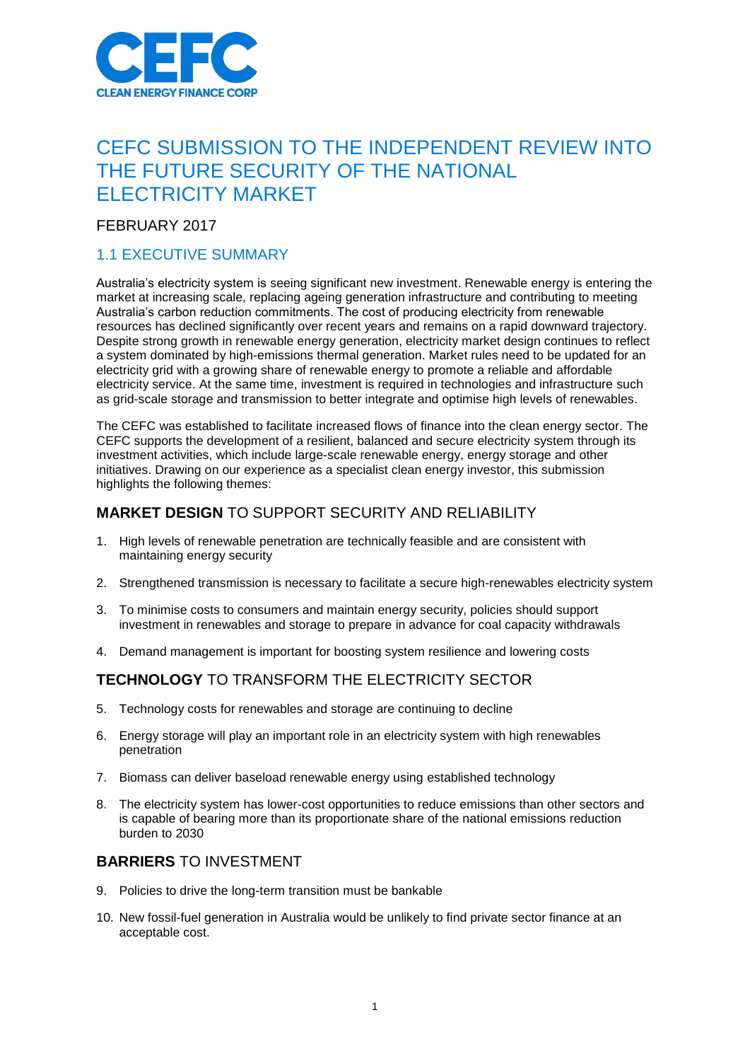CEFC

CLEAN ENERGY FINANCE CORP

# CEFC SUBMISSION TO THE INDEPENDENT REVIEW INTO THE FUTURE SECURITY OF THE NATIONAL ELECTRICITY MARKET

FEBRUARY 2017

## 1.1 EXECUTIVE SUMMARY

Australia's electricity system is seeing significant new investment. Renewable energy is entering the market at increasing scale, replacing ageing generation infrastructure and contributing to meeting Australia's carbon reduction commitments. The cost of producing electricity from renewable resources has declined significantly over recent years and remains on a rapid downward trajectory. Despite strong growth in renewable energy generation, electricity market design continues to reflect a system dominated by high-emissions thermal generation. Market rules need to be updated for an electricity grid with a growing share of renewable energy to promote a reliable and affordable electricity service. At the same time, investment is required in technologies and infrastructure such as grid-scale storage and transmission to better integrate and optimise high levels of renewables.

The CEFC was established to facilitate increased flows of finance into the clean energy sector. The CEFC supports the development of a resilient, balanced and secure electricity system through its investment activities, which include large-scale renewable energy, energy storage and other initiatives. Drawing on our experience as a specialist clean energy investor, this submission highlights the following themes:

### **MARKET DESIGN** TO SUPPORT SECURITY AND RELIABILITY

1. High levels of renewable penetration are technically feasible and are consistent with maintaining energy security
2. Strengthened transmission is necessary to facilitate a secure high-renewables electricity system
3. To minimise costs to consumers and maintain energy security, policies should support investment in renewables and storage to prepare in advance for coal capacity withdrawals
4. Demand management is important for boosting system resilience and lowering costs

### **TECHNOLOGY** TO TRANSFORM THE ELECTRICITY SECTOR

5. Technology costs for renewables and storage are continuing to decline
6. Energy storage will play an important role in an electricity system with high renewables penetration
7. Biomass can deliver baseload renewable energy using established technology
8. The electricity system has lower-cost opportunities to reduce emissions than other sectors and is capable of bearing more than its proportionate share of the national emissions reduction burden to 2030

### **BARRIERS** TO INVESTMENT

9. Policies to drive the long-term transition must be bankable
10. New fossil-fuel generation in Australia would be unlikely to find private sector finance at an acceptable cost.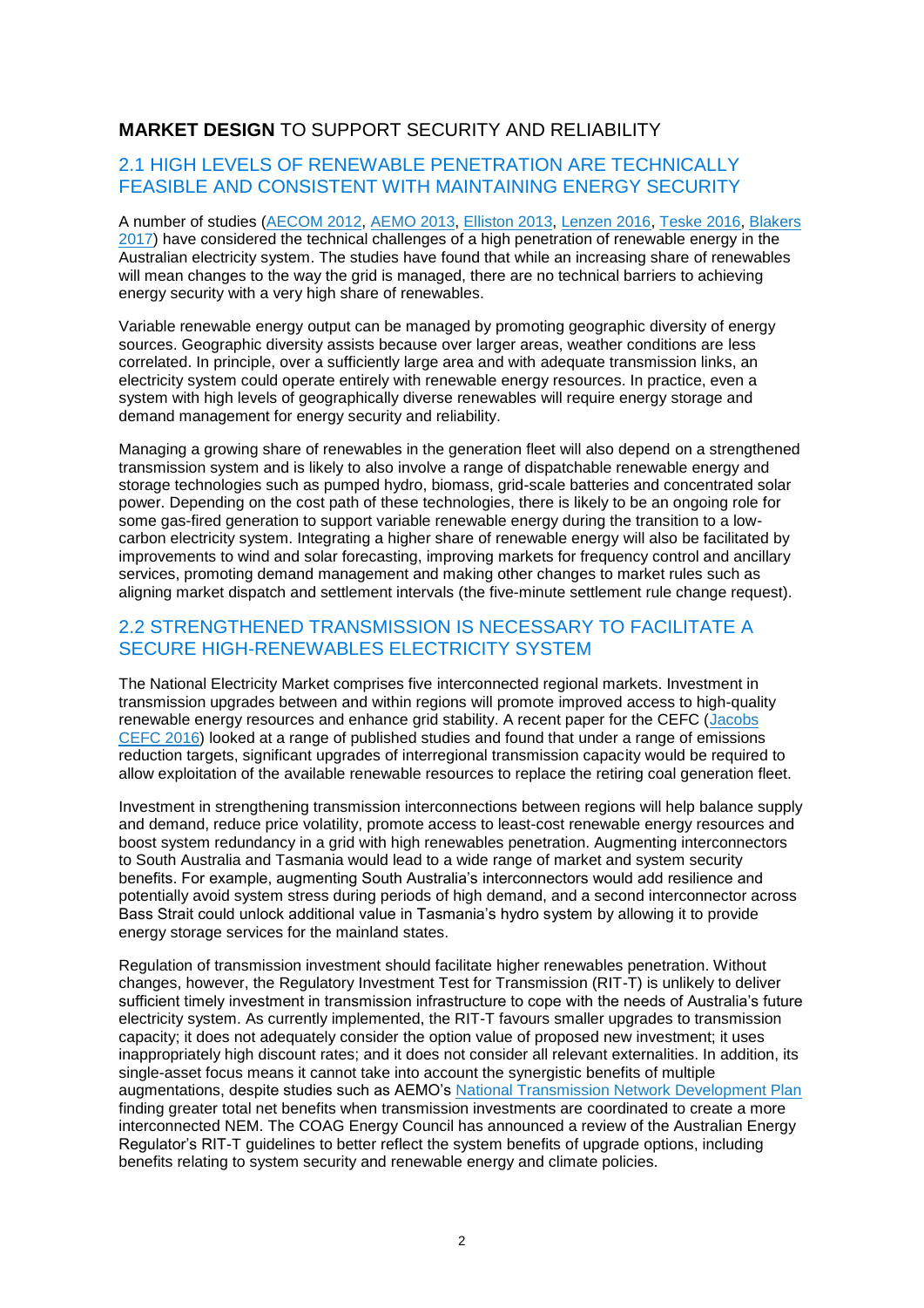## **MARKET DESIGN** TO SUPPORT SECURITY AND RELIABILITY

### 2.1 HIGH LEVELS OF RENEWABLE PENETRATION ARE TECHNICALLY FEASIBLE AND CONSISTENT WITH MAINTAINING ENERGY SECURITY

A number of studies (AECOM 2012, AEMO 2013, Elliston 2013, Lenzen 2016, Teske 2016, Blakers 2017) have considered the technical challenges of a high penetration of renewable energy in the Australian electricity system. The studies have found that while an increasing share of renewables will mean changes to the way the grid is managed, there are no technical barriers to achieving energy security with a very high share of renewables.

Variable renewable energy output can be managed by promoting geographic diversity of energy sources. Geographic diversity assists because over larger areas, weather conditions are less correlated. In principle, over a sufficiently large area and with adequate transmission links, an electricity system could operate entirely with renewable energy resources. In practice, even a system with high levels of geographically diverse renewables will require energy storage and demand management for energy security and reliability.

Managing a growing share of renewables in the generation fleet will also depend on a strengthened transmission system and is likely to also involve a range of dispatchable renewable energy and storage technologies such as pumped hydro, biomass, grid-scale batteries and concentrated solar power. Depending on the cost path of these technologies, there is likely to be an ongoing role for some gas-fired generation to support variable renewable energy during the transition to a low-carbon electricity system. Integrating a higher share of renewable energy will also be facilitated by improvements to wind and solar forecasting, improving markets for frequency control and ancillary services, promoting demand management and making other changes to market rules such as aligning market dispatch and settlement intervals (the five-minute settlement rule change request).

### 2.2 STRENGTHENED TRANSMISSION IS NECESSARY TO FACILITATE A SECURE HIGH-RENEWABLES ELECTRICITY SYSTEM

The National Electricity Market comprises five interconnected regional markets. Investment in transmission upgrades between and within regions will promote improved access to high-quality renewable energy resources and enhance grid stability. A recent paper for the CEFC (Jacobs CEFC 2016) looked at a range of published studies and found that under a range of emissions reduction targets, significant upgrades of interregional transmission capacity would be required to allow exploitation of the available renewable resources to replace the retiring coal generation fleet.

Investment in strengthening transmission interconnections between regions will help balance supply and demand, reduce price volatility, promote access to least-cost renewable energy resources and boost system redundancy in a grid with high renewables penetration. Augmenting interconnectors to South Australia and Tasmania would lead to a wide range of market and system security benefits. For example, augmenting South Australia's interconnectors would add resilience and potentially avoid system stress during periods of high demand, and a second interconnector across Bass Strait could unlock additional value in Tasmania's hydro system by allowing it to provide energy storage services for the mainland states.

Regulation of transmission investment should facilitate higher renewables penetration. Without changes, however, the Regulatory Investment Test for Transmission (RIT-T) is unlikely to deliver sufficient timely investment in transmission infrastructure to cope with the needs of Australia's future electricity system. As currently implemented, the RIT-T favours smaller upgrades to transmission capacity; it does not adequately consider the option value of proposed new investment; it uses inappropriately high discount rates; and it does not consider all relevant externalities. In addition, its single-asset focus means it cannot take into account the synergistic benefits of multiple augmentations, despite studies such as AEMO's National Transmission Network Development Plan finding greater total net benefits when transmission investments are coordinated to create a more interconnected NEM. The COAG Energy Council has announced a review of the Australian Energy Regulator's RIT-T guidelines to better reflect the system benefits of upgrade options, including benefits relating to system security and renewable energy and climate policies.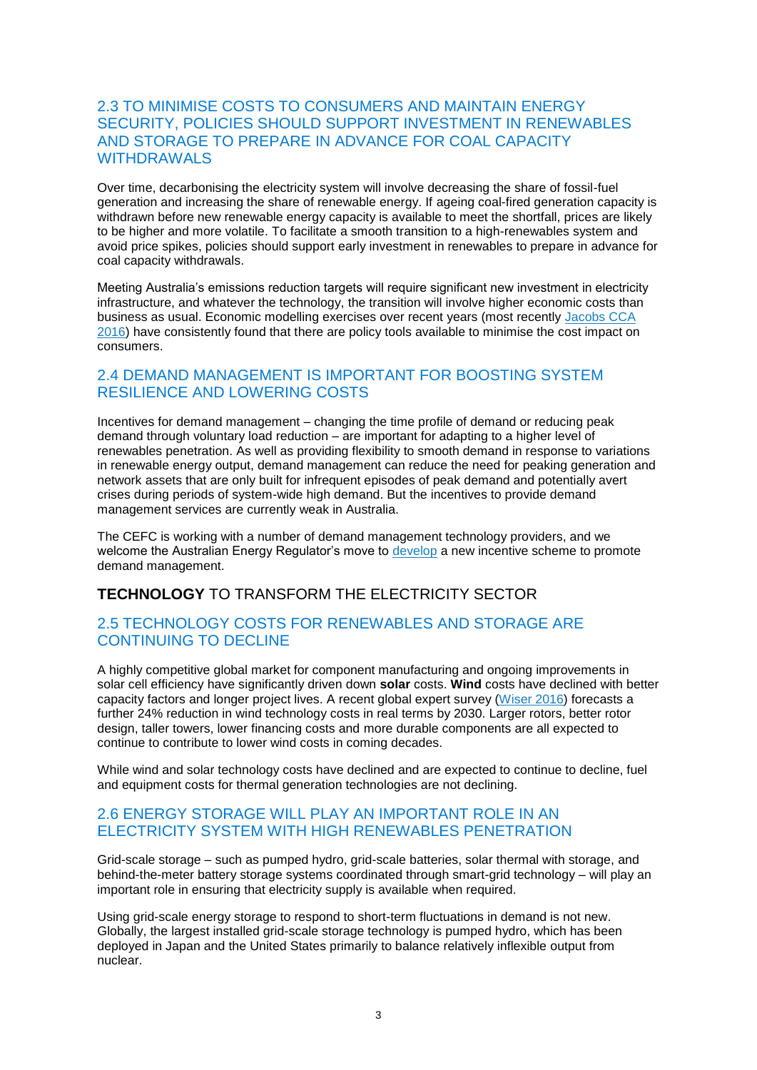## 2.3 TO MINIMISE COSTS TO CONSUMERS AND MAINTAIN ENERGY SECURITY, POLICIES SHOULD SUPPORT INVESTMENT IN RENEWABLES AND STORAGE TO PREPARE IN ADVANCE FOR COAL CAPACITY WITHDRAWALS

Over time, decarbonising the electricity system will involve decreasing the share of fossil-fuel generation and increasing the share of renewable energy. If ageing coal-fired generation capacity is withdrawn before new renewable energy capacity is available to meet the shortfall, prices are likely to be higher and more volatile. To facilitate a smooth transition to a high-renewables system and avoid price spikes, policies should support early investment in renewables to prepare in advance for coal capacity withdrawals.

Meeting Australia's emissions reduction targets will require significant new investment in electricity infrastructure, and whatever the technology, the transition will involve higher economic costs than business as usual. Economic modelling exercises over recent years (most recently Jacobs CCA 2016) have consistently found that there are policy tools available to minimise the cost impact on consumers.

## 2.4 DEMAND MANAGEMENT IS IMPORTANT FOR BOOSTING SYSTEM RESILIENCE AND LOWERING COSTS

Incentives for demand management – changing the time profile of demand or reducing peak demand through voluntary load reduction – are important for adapting to a higher level of renewables penetration. As well as providing flexibility to smooth demand in response to variations in renewable energy output, demand management can reduce the need for peaking generation and network assets that are only built for infrequent episodes of peak demand and potentially avert crises during periods of system-wide high demand. But the incentives to provide demand management services are currently weak in Australia.

The CEFC is working with a number of demand management technology providers, and we welcome the Australian Energy Regulator's move to develop a new incentive scheme to promote demand management.

# **TECHNOLOGY** TO TRANSFORM THE ELECTRICITY SECTOR

## 2.5 TECHNOLOGY COSTS FOR RENEWABLES AND STORAGE ARE CONTINUING TO DECLINE

A highly competitive global market for component manufacturing and ongoing improvements in solar cell efficiency have significantly driven down **solar** costs. **Wind** costs have declined with better capacity factors and longer project lives. A recent global expert survey (Wiser 2016) forecasts a further 24% reduction in wind technology costs in real terms by 2030. Larger rotors, better rotor design, taller towers, lower financing costs and more durable components are all expected to continue to contribute to lower wind costs in coming decades.

While wind and solar technology costs have declined and are expected to continue to decline, fuel and equipment costs for thermal generation technologies are not declining.

## 2.6 ENERGY STORAGE WILL PLAY AN IMPORTANT ROLE IN AN ELECTRICITY SYSTEM WITH HIGH RENEWABLES PENETRATION

Grid-scale storage – such as pumped hydro, grid-scale batteries, solar thermal with storage, and behind-the-meter battery storage systems coordinated through smart-grid technology – will play an important role in ensuring that electricity supply is available when required.

Using grid-scale energy storage to respond to short-term fluctuations in demand is not new. Globally, the largest installed grid-scale storage technology is pumped hydro, which has been deployed in Japan and the United States primarily to balance relatively inflexible output from nuclear.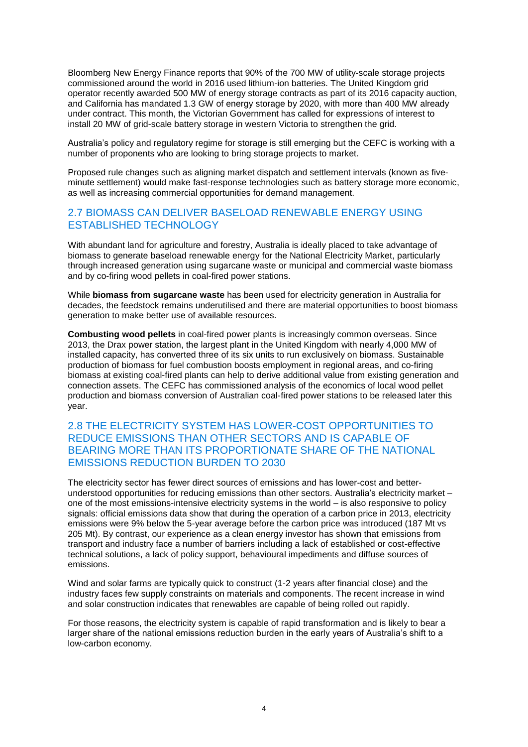Bloomberg New Energy Finance reports that 90% of the 700 MW of utility-scale storage projects commissioned around the world in 2016 used lithium-ion batteries. The United Kingdom grid operator recently awarded 500 MW of energy storage contracts as part of its 2016 capacity auction, and California has mandated 1.3 GW of energy storage by 2020, with more than 400 MW already under contract. This month, the Victorian Government has called for expressions of interest to install 20 MW of grid-scale battery storage in western Victoria to strengthen the grid.

Australia's policy and regulatory regime for storage is still emerging but the CEFC is working with a number of proponents who are looking to bring storage projects to market.

Proposed rule changes such as aligning market dispatch and settlement intervals (known as five-minute settlement) would make fast-response technologies such as battery storage more economic, as well as increasing commercial opportunities for demand management.

## 2.7 BIOMASS CAN DELIVER BASELOAD RENEWABLE ENERGY USING ESTABLISHED TECHNOLOGY

With abundant land for agriculture and forestry, Australia is ideally placed to take advantage of biomass to generate baseload renewable energy for the National Electricity Market, particularly through increased generation using sugarcane waste or municipal and commercial waste biomass and by co-firing wood pellets in coal-fired power stations.

While **biomass from sugarcane waste** has been used for electricity generation in Australia for decades, the feedstock remains underutilised and there are material opportunities to boost biomass generation to make better use of available resources.

**Combusting wood pellets** in coal-fired power plants is increasingly common overseas. Since 2013, the Drax power station, the largest plant in the United Kingdom with nearly 4,000 MW of installed capacity, has converted three of its six units to run exclusively on biomass. Sustainable production of biomass for fuel combustion boosts employment in regional areas, and co-firing biomass at existing coal-fired plants can help to derive additional value from existing generation and connection assets. The CEFC has commissioned analysis of the economics of local wood pellet production and biomass conversion of Australian coal-fired power stations to be released later this year.

## 2.8 THE ELECTRICITY SYSTEM HAS LOWER-COST OPPORTUNITIES TO REDUCE EMISSIONS THAN OTHER SECTORS AND IS CAPABLE OF BEARING MORE THAN ITS PROPORTIONATE SHARE OF THE NATIONAL EMISSIONS REDUCTION BURDEN TO 2030

The electricity sector has fewer direct sources of emissions and has lower-cost and better-understood opportunities for reducing emissions than other sectors. Australia's electricity market – one of the most emissions-intensive electricity systems in the world – is also responsive to policy signals: official emissions data show that during the operation of a carbon price in 2013, electricity emissions were 9% below the 5-year average before the carbon price was introduced (187 Mt vs 205 Mt). By contrast, our experience as a clean energy investor has shown that emissions from transport and industry face a number of barriers including a lack of established or cost-effective technical solutions, a lack of policy support, behavioural impediments and diffuse sources of emissions.

Wind and solar farms are typically quick to construct (1-2 years after financial close) and the industry faces few supply constraints on materials and components. The recent increase in wind and solar construction indicates that renewables are capable of being rolled out rapidly.

For those reasons, the electricity system is capable of rapid transformation and is likely to bear a larger share of the national emissions reduction burden in the early years of Australia's shift to a low-carbon economy.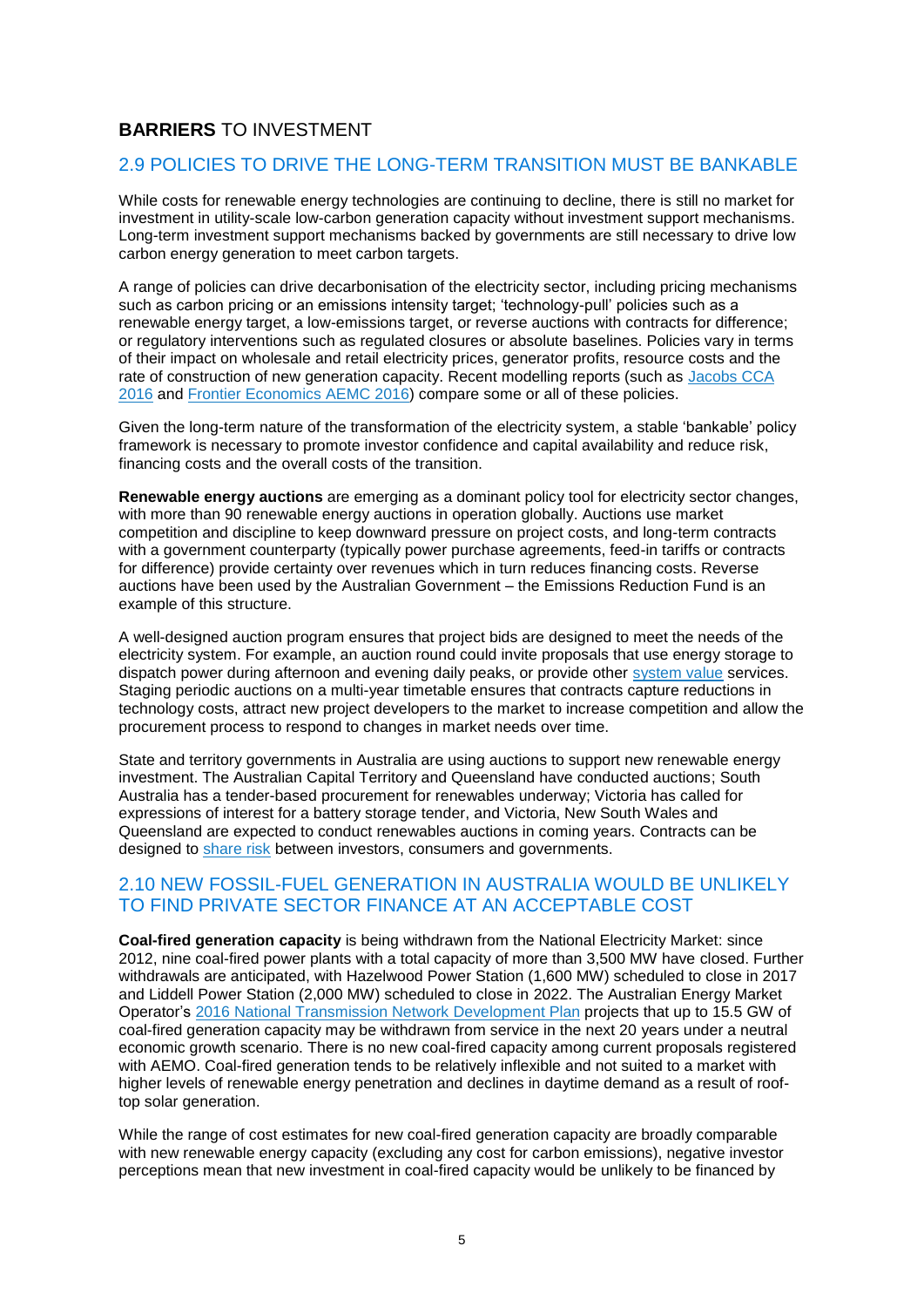## **BARRIERS** TO INVESTMENT

### 2.9 POLICIES TO DRIVE THE LONG-TERM TRANSITION MUST BE BANKABLE

While costs for renewable energy technologies are continuing to decline, there is still no market for investment in utility-scale low-carbon generation capacity without investment support mechanisms. Long-term investment support mechanisms backed by governments are still necessary to drive low carbon energy generation to meet carbon targets.

A range of policies can drive decarbonisation of the electricity sector, including pricing mechanisms such as carbon pricing or an emissions intensity target; 'technology-pull' policies such as a renewable energy target, a low-emissions target, or reverse auctions with contracts for difference; or regulatory interventions such as regulated closures or absolute baselines. Policies vary in terms of their impact on wholesale and retail electricity prices, generator profits, resource costs and the rate of construction of new generation capacity. Recent modelling reports (such as Jacobs CCA 2016 and Frontier Economics AEMC 2016) compare some or all of these policies.

Given the long-term nature of the transformation of the electricity system, a stable 'bankable' policy framework is necessary to promote investor confidence and capital availability and reduce risk, financing costs and the overall costs of the transition.

**Renewable energy auctions** are emerging as a dominant policy tool for electricity sector changes, with more than 90 renewable energy auctions in operation globally. Auctions use market competition and discipline to keep downward pressure on project costs, and long-term contracts with a government counterparty (typically power purchase agreements, feed-in tariffs or contracts for difference) provide certainty over revenues which in turn reduces financing costs. Reverse auctions have been used by the Australian Government – the Emissions Reduction Fund is an example of this structure.

A well-designed auction program ensures that project bids are designed to meet the needs of the electricity system. For example, an auction round could invite proposals that use energy storage to dispatch power during afternoon and evening daily peaks, or provide other system value services. Staging periodic auctions on a multi-year timetable ensures that contracts capture reductions in technology costs, attract new project developers to the market to increase competition and allow the procurement process to respond to changes in market needs over time.

State and territory governments in Australia are using auctions to support new renewable energy investment. The Australian Capital Territory and Queensland have conducted auctions; South Australia has a tender-based procurement for renewables underway; Victoria has called for expressions of interest for a battery storage tender, and Victoria, New South Wales and Queensland are expected to conduct renewables auctions in coming years. Contracts can be designed to share risk between investors, consumers and governments.

### 2.10 NEW FOSSIL-FUEL GENERATION IN AUSTRALIA WOULD BE UNLIKELY TO FIND PRIVATE SECTOR FINANCE AT AN ACCEPTABLE COST

**Coal-fired generation capacity** is being withdrawn from the National Electricity Market: since 2012, nine coal-fired power plants with a total capacity of more than 3,500 MW have closed. Further withdrawals are anticipated, with Hazelwood Power Station (1,600 MW) scheduled to close in 2017 and Liddell Power Station (2,000 MW) scheduled to close in 2022. The Australian Energy Market Operator's 2016 National Transmission Network Development Plan projects that up to 15.5 GW of coal-fired generation capacity may be withdrawn from service in the next 20 years under a neutral economic growth scenario. There is no new coal-fired capacity among current proposals registered with AEMO. Coal-fired generation tends to be relatively inflexible and not suited to a market with higher levels of renewable energy penetration and declines in daytime demand as a result of roof-top solar generation.

While the range of cost estimates for new coal-fired generation capacity are broadly comparable with new renewable energy capacity (excluding any cost for carbon emissions), negative investor perceptions mean that new investment in coal-fired capacity would be unlikely to be financed by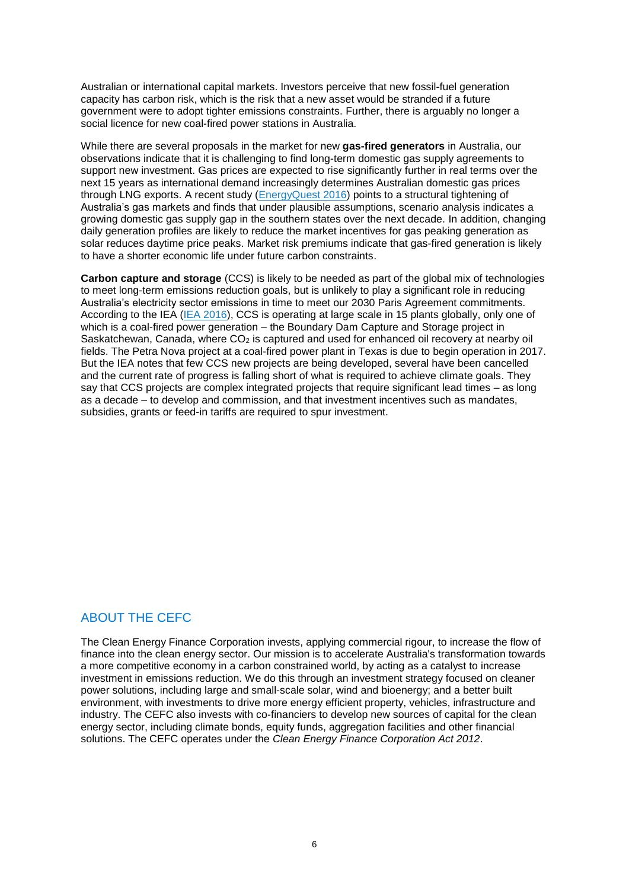Australian or international capital markets. Investors perceive that new fossil-fuel generation capacity has carbon risk, which is the risk that a new asset would be stranded if a future government were to adopt tighter emissions constraints. Further, there is arguably no longer a social licence for new coal-fired power stations in Australia.

While there are several proposals in the market for new **gas-fired generators** in Australia, our observations indicate that it is challenging to find long-term domestic gas supply agreements to support new investment. Gas prices are expected to rise significantly further in real terms over the next 15 years as international demand increasingly determines Australian domestic gas prices through LNG exports. A recent study (EnergyQuest 2016) points to a structural tightening of Australia's gas markets and finds that under plausible assumptions, scenario analysis indicates a growing domestic gas supply gap in the southern states over the next decade. In addition, changing daily generation profiles are likely to reduce the market incentives for gas peaking generation as solar reduces daytime price peaks. Market risk premiums indicate that gas-fired generation is likely to have a shorter economic life under future carbon constraints.

**Carbon capture and storage** (CCS) is likely to be needed as part of the global mix of technologies to meet long-term emissions reduction goals, but is unlikely to play a significant role in reducing Australia's electricity sector emissions in time to meet our 2030 Paris Agreement commitments. According to the IEA (IEA 2016), CCS is operating at large scale in 15 plants globally, only one of which is a coal-fired power generation – the Boundary Dam Capture and Storage project in Saskatchewan, Canada, where $CO_2$ is captured and used for enhanced oil recovery at nearby oil fields. The Petra Nova project at a coal-fired power plant in Texas is due to begin operation in 2017. But the IEA notes that few CCS new projects are being developed, several have been cancelled and the current rate of progress is falling short of what is required to achieve climate goals. They say that CCS projects are complex integrated projects that require significant lead times – as long as a decade – to develop and commission, and that investment incentives such as mandates, subsidies, grants or feed-in tariffs are required to spur investment.

## ABOUT THE CEFC

The Clean Energy Finance Corporation invests, applying commercial rigour, to increase the flow of finance into the clean energy sector. Our mission is to accelerate Australia's transformation towards a more competitive economy in a carbon constrained world, by acting as a catalyst to increase investment in emissions reduction. We do this through an investment strategy focused on cleaner power solutions, including large and small-scale solar, wind and bioenergy; and a better built environment, with investments to drive more energy efficient property, vehicles, infrastructure and industry. The CEFC also invests with co-financiers to develop new sources of capital for the clean energy sector, including climate bonds, equity funds, aggregation facilities and other financial solutions. The CEFC operates under the *Clean Energy Finance Corporation Act 2012*.